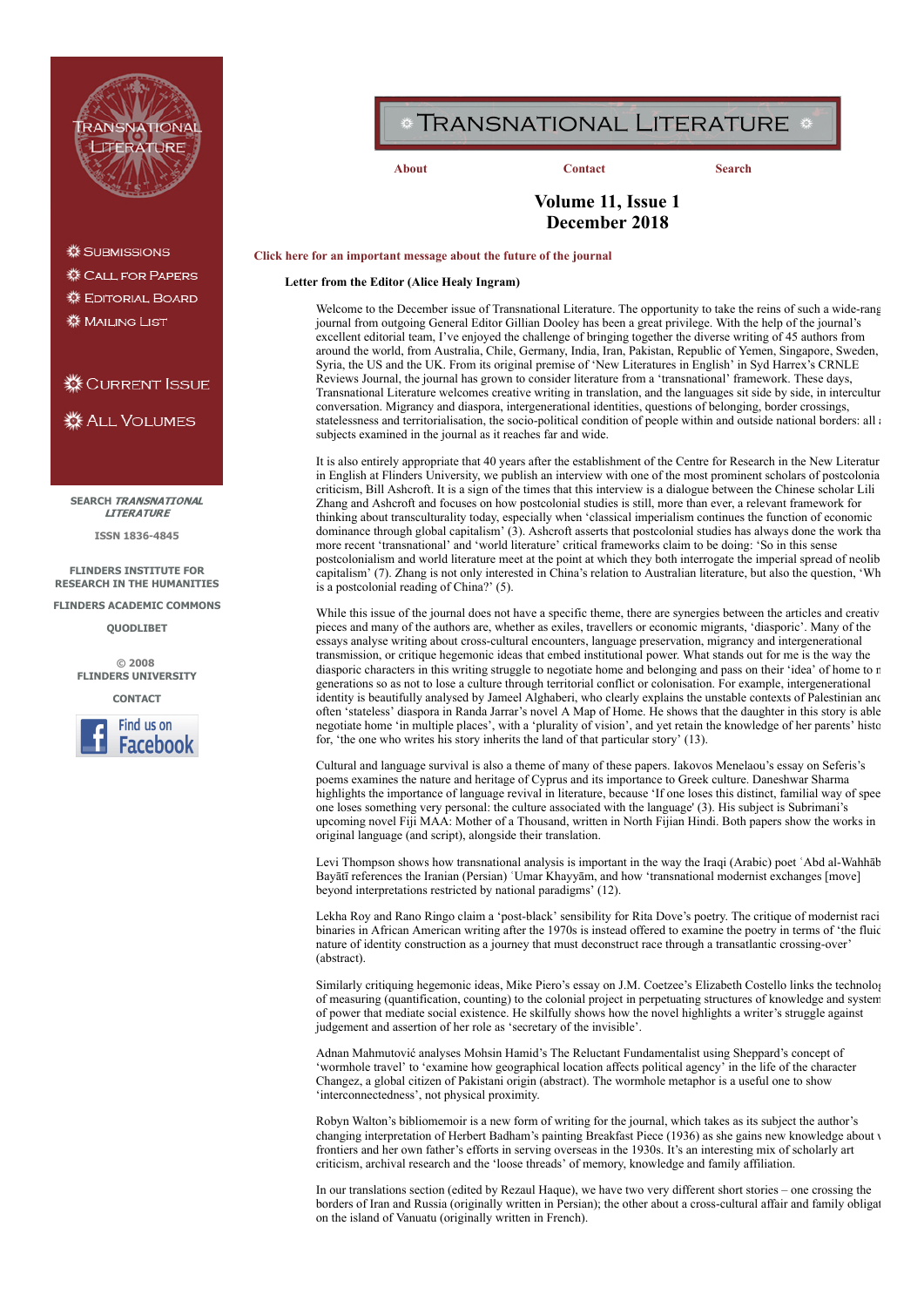# Transnational Literature

About | Contact | Search

## Volume 11, Issue 1
## December 2018

Click here for an important message about the future of the journal

**Letter from the Editor (Alice Healy Ingram)**

Welcome to the December issue of Transnational Literature. The opportunity to take the reins of such a wide-rang journal from outgoing General Editor Gillian Dooley has been a great privilege. With the help of the journal's excellent editorial team, I've enjoyed the challenge of bringing together the diverse writing of 45 authors from around the world, from Australia, Chile, Germany, India, Iran, Pakistan, Republic of Yemen, Singapore, Sweden, Syria, the US and the UK. From its original premise of 'New Literatures in English' in Syd Harrex's CRNLE Reviews Journal, the journal has grown to consider literature from a 'transnational' framework. These days, Transnational Literature welcomes creative writing in translation, and the languages sit side by side, in interculture conversation. Migrancy and diaspora, intergenerational identities, questions of belonging, border crossings, statelessness and territorialisation, the socio-political condition of people within and outside national borders: all subjects examined in the journal as it reaches far and wide.

It is also entirely appropriate that 40 years after the establishment of the Centre for Research in the New Literatur in English at Flinders University, we publish an interview with one of the most prominent scholars of postcolonia criticism, Bill Ashcroft. It is a sign of the times that this interview is a dialogue between the Chinese scholar Lili Zhang and Ashcroft and focuses on how postcolonial studies is still, more than ever, a relevant framework for thinking about transculturality today, especially when 'classical imperialism continues the function of economic dominance through global capitalism' (3). Ashcroft asserts that postcolonial studies has always done the work tha more recent 'transnational' and 'world literature' critical frameworks claim to be doing: 'So in this sense postcolonialism and world literature meet at the point at which they both interrogate the imperial spread of neolib capitalism' (7). Zhang is not only interested in China's relation to Australian literature, but also the question, 'Wh is a postcolonial reading of China?' (5).

While this issue of the journal does not have a specific theme, there are synergies between the articles and creativ pieces and many of the authors are, whether as exiles, travellers or economic migrants, 'diasporic'. Many of the essays analyse writing about cross-cultural encounters, language preservation, migrancy and intergenerational transmission, or critique hegemonic ideas that embed institutional power. What stands out for me is the way the diasporic characters in this writing struggle to negotiate home and belonging and pass on their 'idea' of home to n generations so as not to lose a culture through territorial conflict or colonisation. For example, intergenerational identity is beautifully analysed by Jameel Alghaberi, who clearly explains the unstable contexts of Palestinian anc often 'stateless' diaspora in Randa Jarrar's novel A Map of Home. He shows that the daughter in this story is able negotiate home 'in multiple places', with a 'plurality of vision', and yet retain the knowledge of her parents' histo for, 'the one who writes his story inherits the land of that particular story' (13).

Cultural and language survival is also a theme of many of these papers. Iakovos Menelaou's essay on Seferis's poems examines the nature and heritage of Cyprus and its importance to Greek culture. Daneshwar Sharma highlights the importance of language revival in literature, because 'If one loses this distinct, familial way of spee one loses something very personal: the culture associated with the language' (3). His subject is Subrimani's upcoming novel Fiji MAA: Mother of a Thousand, written in North Fijian Hindi. Both papers show the works in original language (and script), alongside their translation.

Levi Thompson shows how transnational analysis is important in the way the Iraqi (Arabic) poet ʿAbd al-Wahhāb Bayātī references the Iranian (Persian) ʿUmar Khayyām, and how 'transnational modernist exchanges [move] beyond interpretations restricted by national paradigms' (12).

Lekha Roy and Rano Ringo claim a 'post-black' sensibility for Rita Dove's poetry. The critique of modernist raci binaries in African American writing after the 1970s is instead offered to examine the poetry in terms of 'the fluic nature of identity construction as a journey that must deconstruct race through a transatlantic crossing-over' (abstract).

Similarly critiquing hegemonic ideas, Mike Piero's essay on J.M. Coetzee's Elizabeth Costello links the technolog of measuring (quantification, counting) to the colonial project in perpetuating structures of knowledge and system of power that mediate social existence. He skilfully shows how the novel highlights a writer's struggle against judgement and assertion of her role as 'secretary of the invisible'.

Adnan Mahmutović analyses Mohsin Hamid's The Reluctant Fundamentalist using Sheppard's concept of 'wormhole travel' to 'examine how geographical location affects political agency' in the life of the character Changez, a global citizen of Pakistani origin (abstract). The wormhole metaphor is a useful one to show 'interconnectedness', not physical proximity.

Robyn Walton's bibliomemoir is a new form of writing for the journal, which takes as its subject the author's changing interpretation of Herbert Badham's painting Breakfast Piece (1936) as she gains new knowledge about v frontiers and her own father's efforts in serving overseas in the 1930s. It's an interesting mix of scholarly art criticism, archival research and the 'loose threads' of memory, knowledge and family affiliation.

In our translations section (edited by Rezaul Haque), we have two very different short stories – one crossing the borders of Iran and Russia (originally written in Persian); the other about a cross-cultural affair and family obligat on the island of Vanuatu (originally written in French).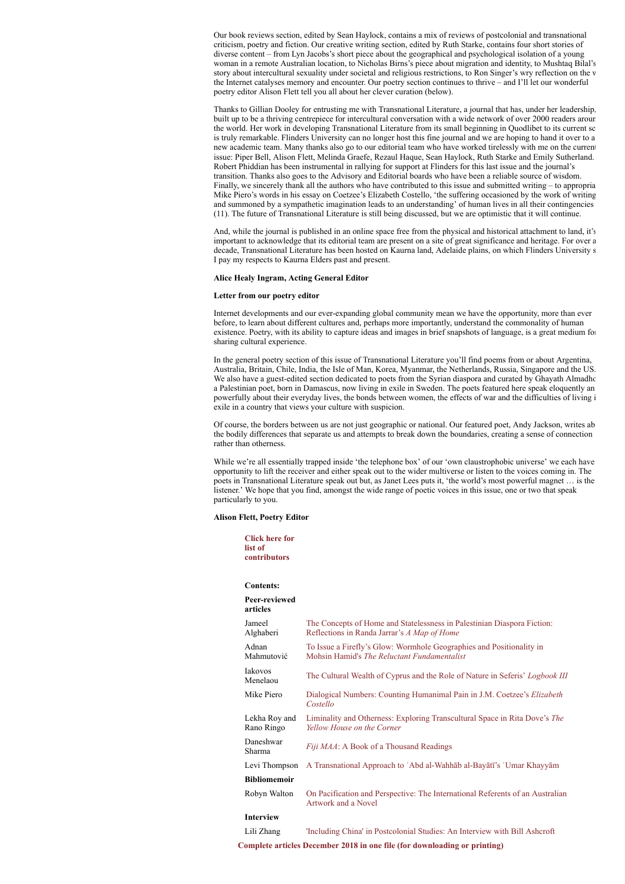Our book reviews section, edited by Sean Haylock, contains a mix of reviews of postcolonial and transnational criticism, poetry and fiction. Our creative writing section, edited by Ruth Starke, contains four short stories of diverse content – from Lyn Jacobs's short piece about the geographical and psychological isolation of a young woman in a remote Australian location, to Nicholas Birns's piece about migration and identity, to Mushtaq Bilal's story about intercultural sexuality under societal and religious restrictions, to Ron Singer's wry reflection on the w the Internet catalyses memory and encounter. Our poetry section continues to thrive – and I'll let our wonderful poetry editor Alison Flett tell you all about her clever curation (below).

Thanks to Gillian Dooley for entrusting me with Transnational Literature, a journal that has, under her leadership, built up to be a thriving centrepiece for intercultural conversation with a wide network of over 2000 readers aroun the world. Her work in developing Transnational Literature from its small beginning in Quodlibet to its current sc is truly remarkable. Flinders University can no longer host this fine journal and we are hoping to hand it over to a new academic team. Many thanks also go to our editorial team who have worked tirelessly with me on the current issue: Piper Bell, Alison Flett, Melinda Graefe, Rezaul Haque, Sean Haylock, Ruth Starke and Emily Sutherland. Robert Phiddian has been instrumental in rallying for support at Flinders for this last issue and the journal's transition. Thanks also goes to the Advisory and Editorial boards who have been a reliable source of wisdom. Finally, we sincerely thank all the authors who have contributed to this issue and submitted writing – to appropria Mike Piero's words in his essay on Coetzee's Elizabeth Costello, 'the suffering occasioned by the work of writing and summoned by a sympathetic imagination leads to an understanding' of human lives in all their contingencies (11). The future of Transnational Literature is still being discussed, but we are optimistic that it will continue.

And, while the journal is published in an online space free from the physical and historical attachment to land, it's important to acknowledge that its editorial team are present on a site of great significance and heritage. For over a decade, Transnational Literature has been hosted on Kaurna land, Adelaide plains, on which Flinders University s I pay my respects to Kaurna Elders past and present.

**Alice Healy Ingram, Acting General Editor**

**Letter from our poetry editor**

Internet developments and our ever-expanding global community mean we have the opportunity, more than ever before, to learn about different cultures and, perhaps more importantly, understand the commonality of human existence. Poetry, with its ability to capture ideas and images in brief snapshots of language, is a great medium fo sharing cultural experience.

In the general poetry section of this issue of Transnational Literature you'll find poems from or about Argentina, Australia, Britain, Chile, India, the Isle of Man, Korea, Myanmar, the Netherlands, Russia, Singapore and the US. We also have a guest-edited section dedicated to poets from the Syrian diaspora and curated by Ghayath Almadho a Palestinian poet, born in Damascus, now living in exile in Sweden. The poets featured here speak eloquently an powerfully about their everyday lives, the bonds between women, the effects of war and the difficulties of living i exile in a country that views your culture with suspicion.

Of course, the borders between us are not just geographic or national. Our featured poet, Andy Jackson, writes ab the bodily differences that separate us and attempts to break down the boundaries, creating a sense of connection rather than otherness.

While we're all essentially trapped inside 'the telephone box' of our 'own claustrophobic universe' we each have opportunity to lift the receiver and either speak out to the wider multiverse or listen to the voices coming in. The poets in Transnational Literature speak out but, as Janet Lees puts it, 'the world's most powerful magnet … is the listener.' We hope that you find, amongst the wide range of poetic voices in this issue, one or two that speak particularly to you.

**Alison Flett, Poetry Editor**

**Click here for list of contributors**

**Contents:**

| **Peer-reviewed articles** | |
|---|---|
| Jameel Alghaberi | The Concepts of Home and Statelessness in Palestinian Diaspora Fiction: Reflections in Randa Jarrar's *A Map of Home* |
| Adnan Mahmutović | To Issue a Firefly's Glow: Wormhole Geographies and Positionality in Mohsin Hamid's *The Reluctant Fundamentalist* |
| Iakovos Menelaou | The Cultural Wealth of Cyprus and the Role of Nature in Seferis' *Logbook III* |
| Mike Piero | Dialogical Numbers: Counting Humanimal Pain in J.M. Coetzee's *Elizabeth Costello* |
| Lekha Roy and Rano Ringo | Liminality and Otherness: Exploring Transcultural Space in Rita Dove's *The Yellow House on the Corner* |
| Daneshwar Sharma | *Fiji MAA*: A Book of a Thousand Readings |
| Levi Thompson | A Transnational Approach to ʿAbd al-Wahhāb al-Bayātī's ʿUmar Khayyām |
| **Bibliomemoir** | |
| Robyn Walton | On Pacification and Perspective: The International Referents of an Australian Artwork and a Novel |
| **Interview** | |
| Lili Zhang | 'Including China' in Postcolonial Studies: An Interview with Bill Ashcroft |

**Complete articles December 2018 in one file (for downloading or printing)**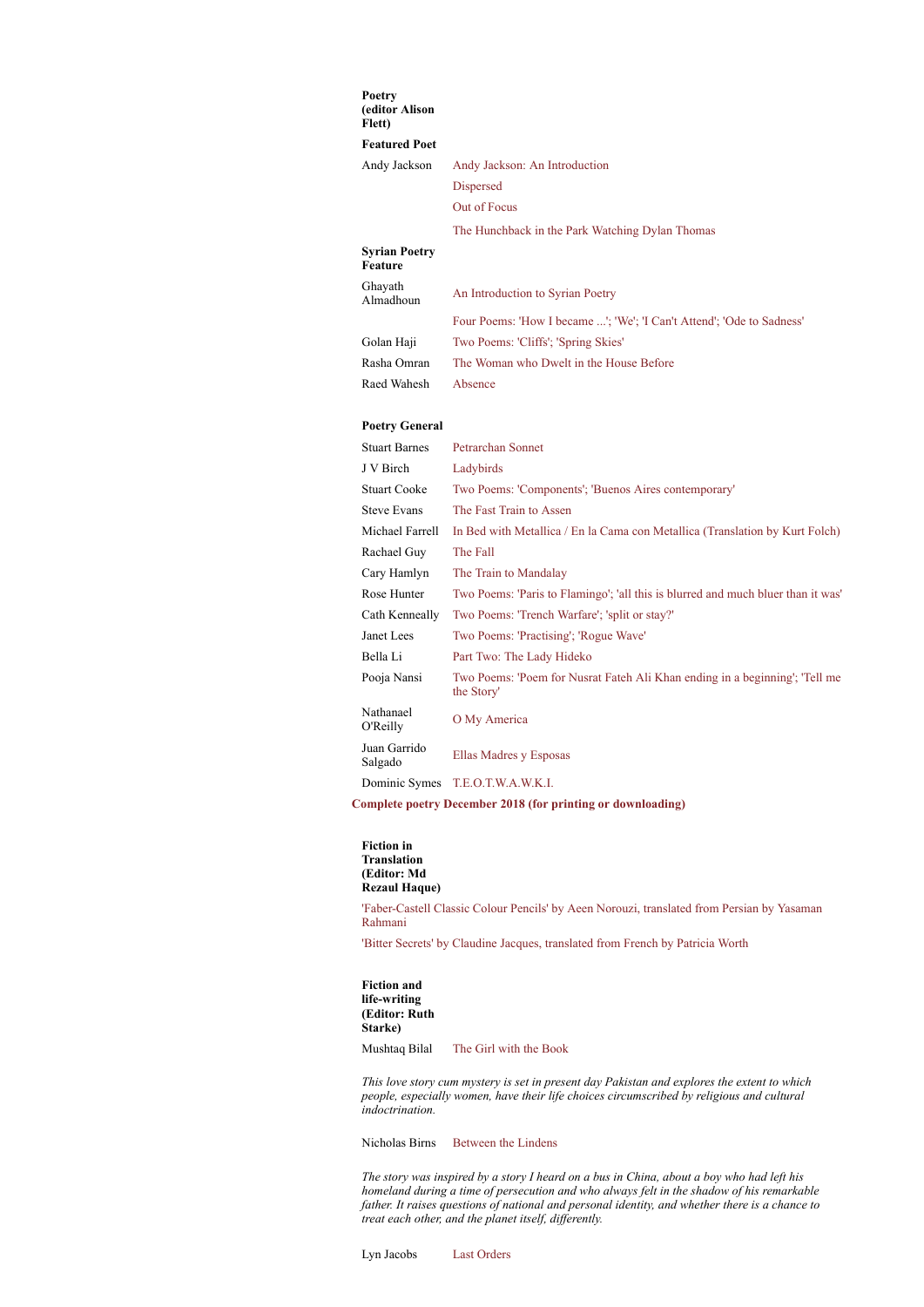### Poetry (editor Alison Flett)

#### Featured Poet

| | |
|---|---|
| Andy Jackson | Andy Jackson: An Introduction |
| | Dispersed |
| | Out of Focus |
| | The Hunchback in the Park Watching Dylan Thomas |

#### Syrian Poetry Feature

| | |
|---|---|
| Ghayath Almadhoun | An Introduction to Syrian Poetry |
| | Four Poems: 'How I became ...'; 'We'; 'I Can't Attend'; 'Ode to Sadness' |
| Golan Haji | Two Poems: 'Cliffs'; 'Spring Skies' |
| Rasha Omran | The Woman who Dwelt in the House Before |
| Raed Wahesh | Absence |

#### Poetry General

| | |
|---|---|
| Stuart Barnes | Petrarchan Sonnet |
| J V Birch | Ladybirds |
| Stuart Cooke | Two Poems: 'Components'; 'Buenos Aires contemporary' |
| Steve Evans | The Fast Train to Assen |
| Michael Farrell | In Bed with Metallica / En la Cama con Metallica (Translation by Kurt Folch) |
| Rachael Guy | The Fall |
| Cary Hamlyn | The Train to Mandalay |
| Rose Hunter | Two Poems: 'Paris to Flamingo'; 'all this is blurred and much bluer than it was' |
| Cath Kenneally | Two Poems: 'Trench Warfare'; 'split or stay?' |
| Janet Lees | Two Poems: 'Practising'; 'Rogue Wave' |
| Bella Li | Part Two: The Lady Hideko |
| Pooja Nansi | Two Poems: 'Poem for Nusrat Fateh Ali Khan ending in a beginning'; 'Tell me the Story' |
| Nathanael O'Reilly | O My America |
| Juan Garrido Salgado | Ellas Madres y Esposas |
| Dominic Symes | T.E.O.T.W.A.W.K.I. |

**Complete poetry December 2018 (for printing or downloading)**

### Fiction in Translation (Editor: Md Rezaul Haque)

'Faber-Castell Classic Colour Pencils' by Aeen Norouzi, translated from Persian by Yasaman Rahmani

'Bitter Secrets' by Claudine Jacques, translated from French by Patricia Worth

### Fiction and life-writing (Editor: Ruth Starke)

Mushtaq Bilal — The Girl with the Book

*This love story cum mystery is set in present day Pakistan and explores the extent to which people, especially women, have their life choices circumscribed by religious and cultural indoctrination.*

Nicholas Birns — Between the Lindens

*The story was inspired by a story I heard on a bus in China, about a boy who had left his homeland during a time of persecution and who always felt in the shadow of his remarkable father. It raises questions of national and personal identity, and whether there is a chance to treat each other, and the planet itself, differently.*

Lyn Jacobs — Last Orders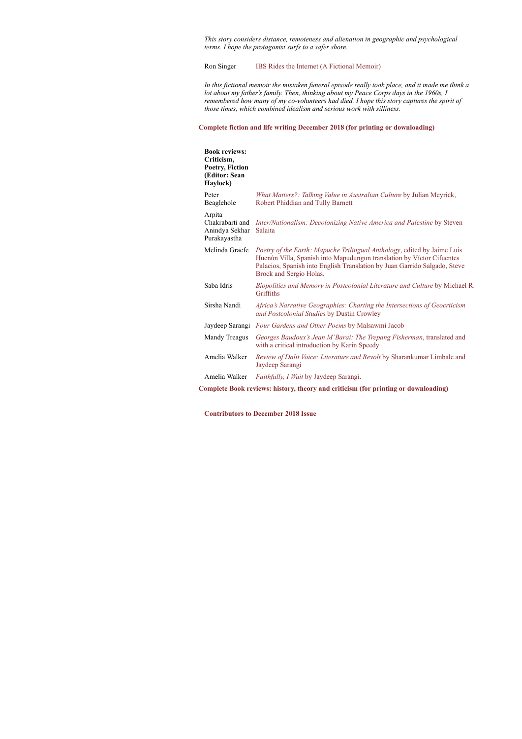*This story considers distance, remoteness and alienation in geographic and psychological terms. I hope the protagonist surfs to a safer shore.*

| | |
|---|---|
| Ron Singer | IBS Rides the Internet (A Fictional Memoir) |

*In this fictional memoir the mistaken funeral episode really took place, and it made me think a lot about my father's family. Then, thinking about my Peace Corps days in the 1960s, I remembered how many of my co-volunteers had died. I hope this story captures the spirit of those times, which combined idealism and serious work with silliness.*

**Complete fiction and life writing December 2018 (for printing or downloading)**

| **Book reviews: Criticism, Poetry, Fiction (Editor: Sean Haylock)** | |
|---|---|
| Peter Beaglehole | *What Matters?: Talking Value in Australian Culture* by Julian Meyrick, Robert Phiddian and Tully Barnett |
| Arpita Chakrabarti and Anindya Sekhar Purakayastha | *Inter/Nationalism: Decolonizing Native America and Palestine* by Steven Salaita |
| Melinda Graefe | *Poetry of the Earth: Mapuche Trilingual Anthology*, edited by Jaime Luis Huenún Villa, Spanish into Mapudungun translation by Víctor Cifuentes Palacios, Spanish into English Translation by Juan Garrido Salgado, Steve Brock and Sergio Holas. |
| Saba Idris | *Biopolitics and Memory in Postcolonial Literature and Culture* by Michael R. Griffiths |
| Sirsha Nandi | *Africa's Narrative Geographies: Charting the Intersections of Geocrticism and Postcolonial Studies* by Dustin Crowley |
| Jaydeep Sarangi | *Four Gardens and Other Poems* by Malsawmi Jacob |
| Mandy Treagus | *Georges Baudoux's Jean M'Barai: The Trepang Fisherman*, translated and with a critical introduction by Karin Speedy |
| Amelia Walker | *Review of Dalit Voice: Literature and Revolt* by Sharankumar Limbale and Jaydeep Sarangi |
| Amelia Walker | *Faithfully, I Wait* by Jaydeep Sarangi. |

**Complete Book reviews: history, theory and criticism (for printing or downloading)**

**Contributors to December 2018 Issue**